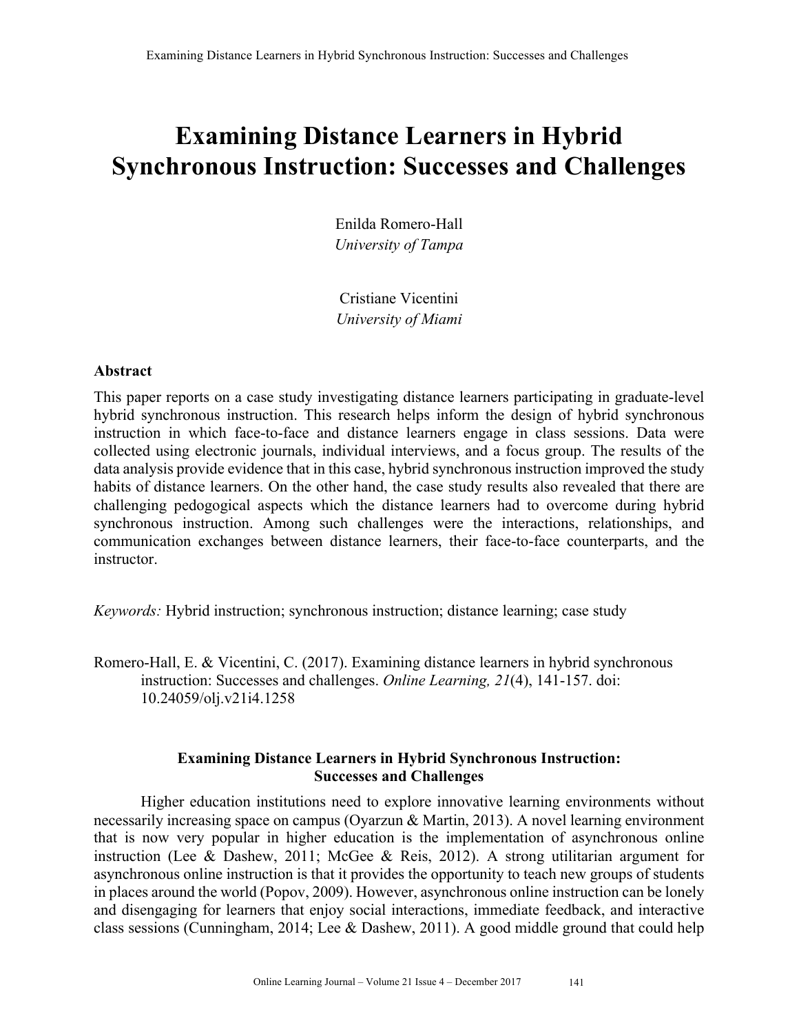# Examining Distance Learners in Hybrid Synchronous Instruction: Successes and Challenges

Enilda Romero-Hall
*University of Tampa*

Cristiane Vicentini
*University of Miami*

## Abstract

This paper reports on a case study investigating distance learners participating in graduate-level hybrid synchronous instruction. This research helps inform the design of hybrid synchronous instruction in which face-to-face and distance learners engage in class sessions. Data were collected using electronic journals, individual interviews, and a focus group. The results of the data analysis provide evidence that in this case, hybrid synchronous instruction improved the study habits of distance learners. On the other hand, the case study results also revealed that there are challenging pedagogical aspects which the distance learners had to overcome during hybrid synchronous instruction. Among such challenges were the interactions, relationships, and communication exchanges between distance learners, their face-to-face counterparts, and the instructor.

*Keywords:* Hybrid instruction; synchronous instruction; distance learning; case study

Romero-Hall, E. & Vicentini, C. (2017). Examining distance learners in hybrid synchronous instruction: Successes and challenges. *Online Learning, 21*(4), 141-157. doi: 10.24059/olj.v21i4.1258

### Examining Distance Learners in Hybrid Synchronous Instruction: Successes and Challenges

Higher education institutions need to explore innovative learning environments without necessarily increasing space on campus (Oyarzun & Martin, 2013). A novel learning environment that is now very popular in higher education is the implementation of asynchronous online instruction (Lee & Dashew, 2011; McGee & Reis, 2012). A strong utilitarian argument for asynchronous online instruction is that it provides the opportunity to teach new groups of students in places around the world (Popov, 2009). However, asynchronous online instruction can be lonely and disengaging for learners that enjoy social interactions, immediate feedback, and interactive class sessions (Cunningham, 2014; Lee & Dashew, 2011). A good middle ground that could help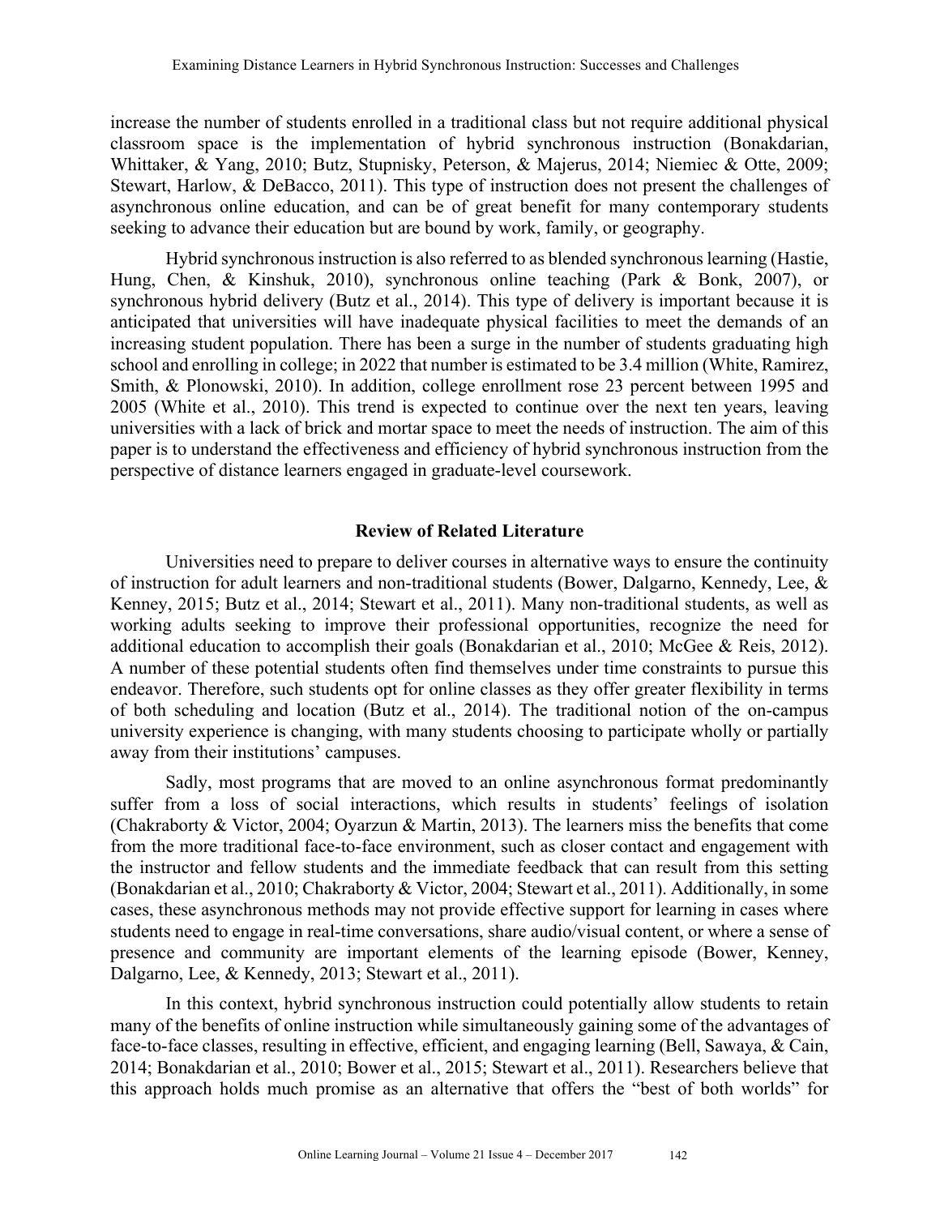increase the number of students enrolled in a traditional class but not require additional physical classroom space is the implementation of hybrid synchronous instruction (Bonakdarian, Whittaker, & Yang, 2010; Butz, Stupnisky, Peterson, & Majerus, 2014; Niemiec & Otte, 2009; Stewart, Harlow, & DeBacco, 2011). This type of instruction does not present the challenges of asynchronous online education, and can be of great benefit for many contemporary students seeking to advance their education but are bound by work, family, or geography.

Hybrid synchronous instruction is also referred to as blended synchronous learning (Hastie, Hung, Chen, & Kinshuk, 2010), synchronous online teaching (Park & Bonk, 2007), or synchronous hybrid delivery (Butz et al., 2014). This type of delivery is important because it is anticipated that universities will have inadequate physical facilities to meet the demands of an increasing student population. There has been a surge in the number of students graduating high school and enrolling in college; in 2022 that number is estimated to be 3.4 million (White, Ramirez, Smith, & Plonowski, 2010). In addition, college enrollment rose 23 percent between 1995 and 2005 (White et al., 2010). This trend is expected to continue over the next ten years, leaving universities with a lack of brick and mortar space to meet the needs of instruction. The aim of this paper is to understand the effectiveness and efficiency of hybrid synchronous instruction from the perspective of distance learners engaged in graduate-level coursework.

## Review of Related Literature

Universities need to prepare to deliver courses in alternative ways to ensure the continuity of instruction for adult learners and non-traditional students (Bower, Dalgarno, Kennedy, Lee, & Kenney, 2015; Butz et al., 2014; Stewart et al., 2011). Many non-traditional students, as well as working adults seeking to improve their professional opportunities, recognize the need for additional education to accomplish their goals (Bonakdarian et al., 2010; McGee & Reis, 2012). A number of these potential students often find themselves under time constraints to pursue this endeavor. Therefore, such students opt for online classes as they offer greater flexibility in terms of both scheduling and location (Butz et al., 2014). The traditional notion of the on-campus university experience is changing, with many students choosing to participate wholly or partially away from their institutions' campuses.

Sadly, most programs that are moved to an online asynchronous format predominantly suffer from a loss of social interactions, which results in students' feelings of isolation (Chakraborty & Victor, 2004; Oyarzun & Martin, 2013). The learners miss the benefits that come from the more traditional face-to-face environment, such as closer contact and engagement with the instructor and fellow students and the immediate feedback that can result from this setting (Bonakdarian et al., 2010; Chakraborty & Victor, 2004; Stewart et al., 2011). Additionally, in some cases, these asynchronous methods may not provide effective support for learning in cases where students need to engage in real-time conversations, share audio/visual content, or where a sense of presence and community are important elements of the learning episode (Bower, Kenney, Dalgarno, Lee, & Kennedy, 2013; Stewart et al., 2011).

In this context, hybrid synchronous instruction could potentially allow students to retain many of the benefits of online instruction while simultaneously gaining some of the advantages of face-to-face classes, resulting in effective, efficient, and engaging learning (Bell, Sawaya, & Cain, 2014; Bonakdarian et al., 2010; Bower et al., 2015; Stewart et al., 2011). Researchers believe that this approach holds much promise as an alternative that offers the "best of both worlds" for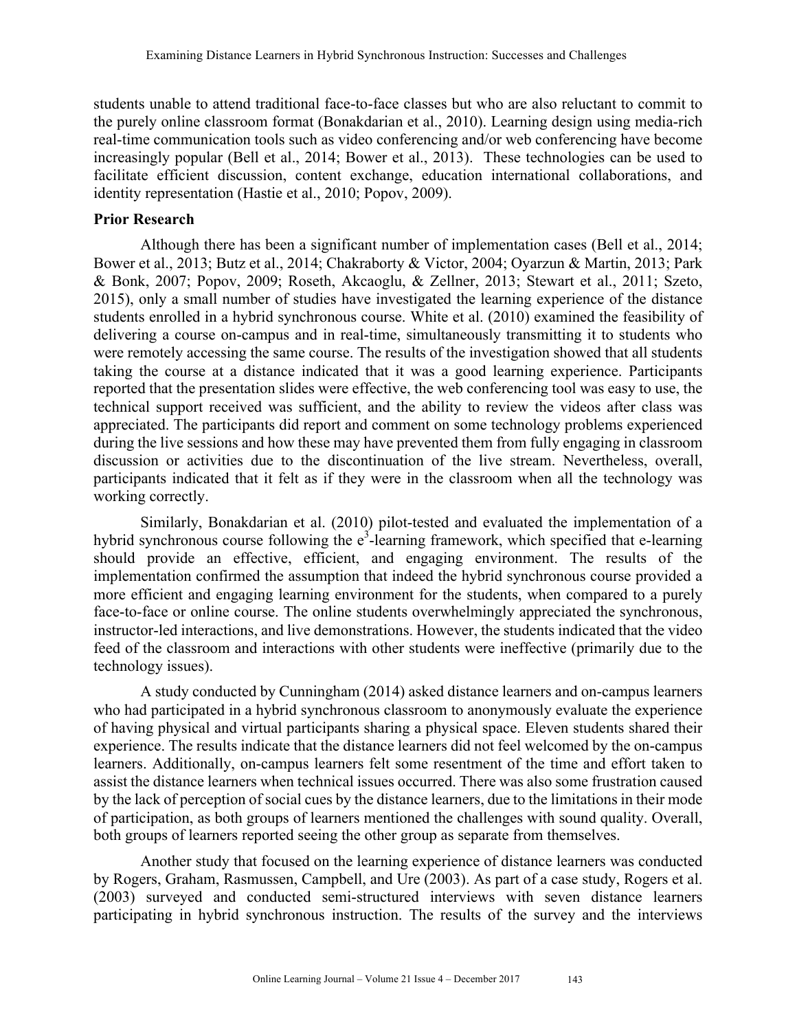students unable to attend traditional face-to-face classes but who are also reluctant to commit to the purely online classroom format (Bonakdarian et al., 2010). Learning design using media-rich real-time communication tools such as video conferencing and/or web conferencing have become increasingly popular (Bell et al., 2014; Bower et al., 2013). These technologies can be used to facilitate efficient discussion, content exchange, education international collaborations, and identity representation (Hastie et al., 2010; Popov, 2009).

## Prior Research

Although there has been a significant number of implementation cases (Bell et al., 2014; Bower et al., 2013; Butz et al., 2014; Chakraborty & Victor, 2004; Oyarzun & Martin, 2013; Park & Bonk, 2007; Popov, 2009; Roseth, Akcaoglu, & Zellner, 2013; Stewart et al., 2011; Szeto, 2015), only a small number of studies have investigated the learning experience of the distance students enrolled in a hybrid synchronous course. White et al. (2010) examined the feasibility of delivering a course on-campus and in real-time, simultaneously transmitting it to students who were remotely accessing the same course. The results of the investigation showed that all students taking the course at a distance indicated that it was a good learning experience. Participants reported that the presentation slides were effective, the web conferencing tool was easy to use, the technical support received was sufficient, and the ability to review the videos after class was appreciated. The participants did report and comment on some technology problems experienced during the live sessions and how these may have prevented them from fully engaging in classroom discussion or activities due to the discontinuation of the live stream. Nevertheless, overall, participants indicated that it felt as if they were in the classroom when all the technology was working correctly.

Similarly, Bonakdarian et al. (2010) pilot-tested and evaluated the implementation of a hybrid synchronous course following the $e^3$-learning framework, which specified that e-learning should provide an effective, efficient, and engaging environment. The results of the implementation confirmed the assumption that indeed the hybrid synchronous course provided a more efficient and engaging learning environment for the students, when compared to a purely face-to-face or online course. The online students overwhelmingly appreciated the synchronous, instructor-led interactions, and live demonstrations. However, the students indicated that the video feed of the classroom and interactions with other students were ineffective (primarily due to the technology issues).

A study conducted by Cunningham (2014) asked distance learners and on-campus learners who had participated in a hybrid synchronous classroom to anonymously evaluate the experience of having physical and virtual participants sharing a physical space. Eleven students shared their experience. The results indicate that the distance learners did not feel welcomed by the on-campus learners. Additionally, on-campus learners felt some resentment of the time and effort taken to assist the distance learners when technical issues occurred. There was also some frustration caused by the lack of perception of social cues by the distance learners, due to the limitations in their mode of participation, as both groups of learners mentioned the challenges with sound quality. Overall, both groups of learners reported seeing the other group as separate from themselves.

Another study that focused on the learning experience of distance learners was conducted by Rogers, Graham, Rasmussen, Campbell, and Ure (2003). As part of a case study, Rogers et al. (2003) surveyed and conducted semi-structured interviews with seven distance learners participating in hybrid synchronous instruction. The results of the survey and the interviews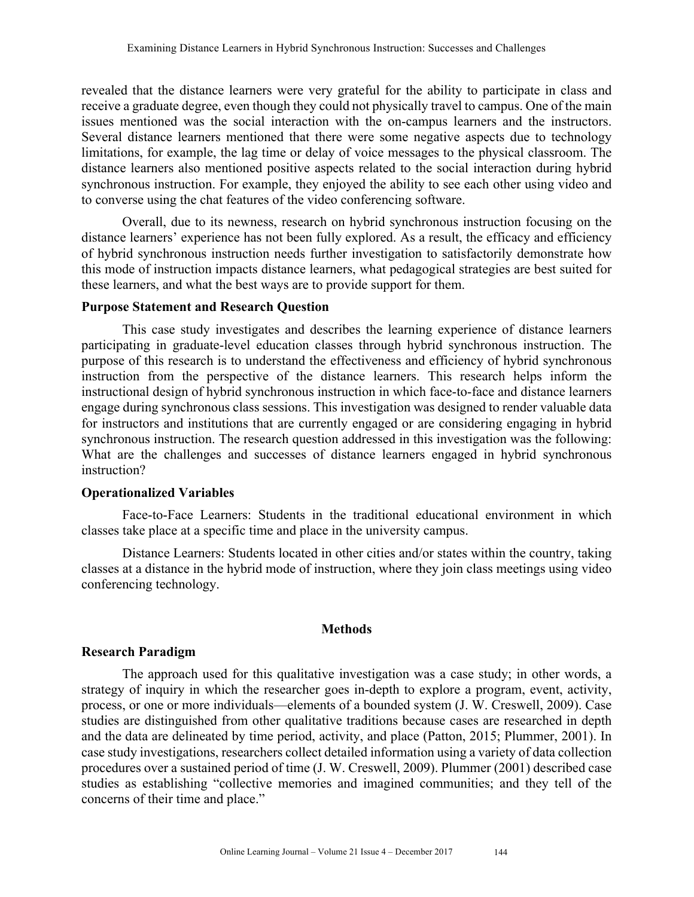revealed that the distance learners were very grateful for the ability to participate in class and receive a graduate degree, even though they could not physically travel to campus. One of the main issues mentioned was the social interaction with the on-campus learners and the instructors. Several distance learners mentioned that there were some negative aspects due to technology limitations, for example, the lag time or delay of voice messages to the physical classroom. The distance learners also mentioned positive aspects related to the social interaction during hybrid synchronous instruction. For example, they enjoyed the ability to see each other using video and to converse using the chat features of the video conferencing software.

Overall, due to its newness, research on hybrid synchronous instruction focusing on the distance learners' experience has not been fully explored. As a result, the efficacy and efficiency of hybrid synchronous instruction needs further investigation to satisfactorily demonstrate how this mode of instruction impacts distance learners, what pedagogical strategies are best suited for these learners, and what the best ways are to provide support for them.

### Purpose Statement and Research Question

This case study investigates and describes the learning experience of distance learners participating in graduate-level education classes through hybrid synchronous instruction. The purpose of this research is to understand the effectiveness and efficiency of hybrid synchronous instruction from the perspective of the distance learners. This research helps inform the instructional design of hybrid synchronous instruction in which face-to-face and distance learners engage during synchronous class sessions. This investigation was designed to render valuable data for instructors and institutions that are currently engaged or are considering engaging in hybrid synchronous instruction. The research question addressed in this investigation was the following: What are the challenges and successes of distance learners engaged in hybrid synchronous instruction?

### Operationalized Variables

Face-to-Face Learners: Students in the traditional educational environment in which classes take place at a specific time and place in the university campus.

Distance Learners: Students located in other cities and/or states within the country, taking classes at a distance in the hybrid mode of instruction, where they join class meetings using video conferencing technology.

## Methods

### Research Paradigm

The approach used for this qualitative investigation was a case study; in other words, a strategy of inquiry in which the researcher goes in-depth to explore a program, event, activity, process, or one or more individuals—elements of a bounded system (J. W. Creswell, 2009). Case studies are distinguished from other qualitative traditions because cases are researched in depth and the data are delineated by time period, activity, and place (Patton, 2015; Plummer, 2001). In case study investigations, researchers collect detailed information using a variety of data collection procedures over a sustained period of time (J. W. Creswell, 2009). Plummer (2001) described case studies as establishing "collective memories and imagined communities; and they tell of the concerns of their time and place."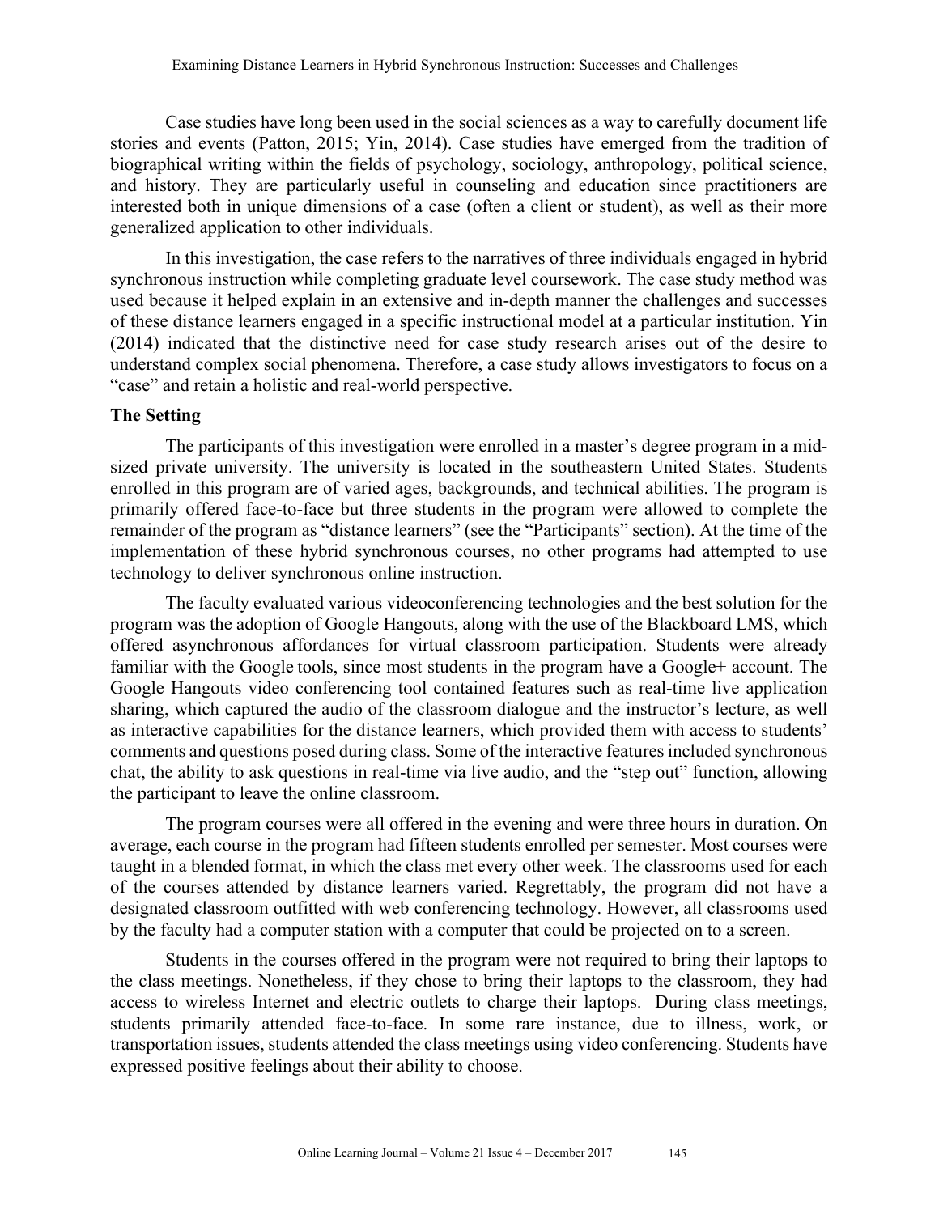Case studies have long been used in the social sciences as a way to carefully document life stories and events (Patton, 2015; Yin, 2014). Case studies have emerged from the tradition of biographical writing within the fields of psychology, sociology, anthropology, political science, and history. They are particularly useful in counseling and education since practitioners are interested both in unique dimensions of a case (often a client or student), as well as their more generalized application to other individuals.

In this investigation, the case refers to the narratives of three individuals engaged in hybrid synchronous instruction while completing graduate level coursework. The case study method was used because it helped explain in an extensive and in-depth manner the challenges and successes of these distance learners engaged in a specific instructional model at a particular institution. Yin (2014) indicated that the distinctive need for case study research arises out of the desire to understand complex social phenomena. Therefore, a case study allows investigators to focus on a "case" and retain a holistic and real-world perspective.

### The Setting

The participants of this investigation were enrolled in a master's degree program in a mid-sized private university. The university is located in the southeastern United States. Students enrolled in this program are of varied ages, backgrounds, and technical abilities. The program is primarily offered face-to-face but three students in the program were allowed to complete the remainder of the program as "distance learners" (see the "Participants" section). At the time of the implementation of these hybrid synchronous courses, no other programs had attempted to use technology to deliver synchronous online instruction.

The faculty evaluated various videoconferencing technologies and the best solution for the program was the adoption of Google Hangouts, along with the use of the Blackboard LMS, which offered asynchronous affordances for virtual classroom participation. Students were already familiar with the Google tools, since most students in the program have a Google+ account. The Google Hangouts video conferencing tool contained features such as real-time live application sharing, which captured the audio of the classroom dialogue and the instructor's lecture, as well as interactive capabilities for the distance learners, which provided them with access to students' comments and questions posed during class. Some of the interactive features included synchronous chat, the ability to ask questions in real-time via live audio, and the "step out" function, allowing the participant to leave the online classroom.

The program courses were all offered in the evening and were three hours in duration. On average, each course in the program had fifteen students enrolled per semester. Most courses were taught in a blended format, in which the class met every other week. The classrooms used for each of the courses attended by distance learners varied. Regrettably, the program did not have a designated classroom outfitted with web conferencing technology. However, all classrooms used by the faculty had a computer station with a computer that could be projected on to a screen.

Students in the courses offered in the program were not required to bring their laptops to the class meetings. Nonetheless, if they chose to bring their laptops to the classroom, they had access to wireless Internet and electric outlets to charge their laptops. During class meetings, students primarily attended face-to-face. In some rare instance, due to illness, work, or transportation issues, students attended the class meetings using video conferencing. Students have expressed positive feelings about their ability to choose.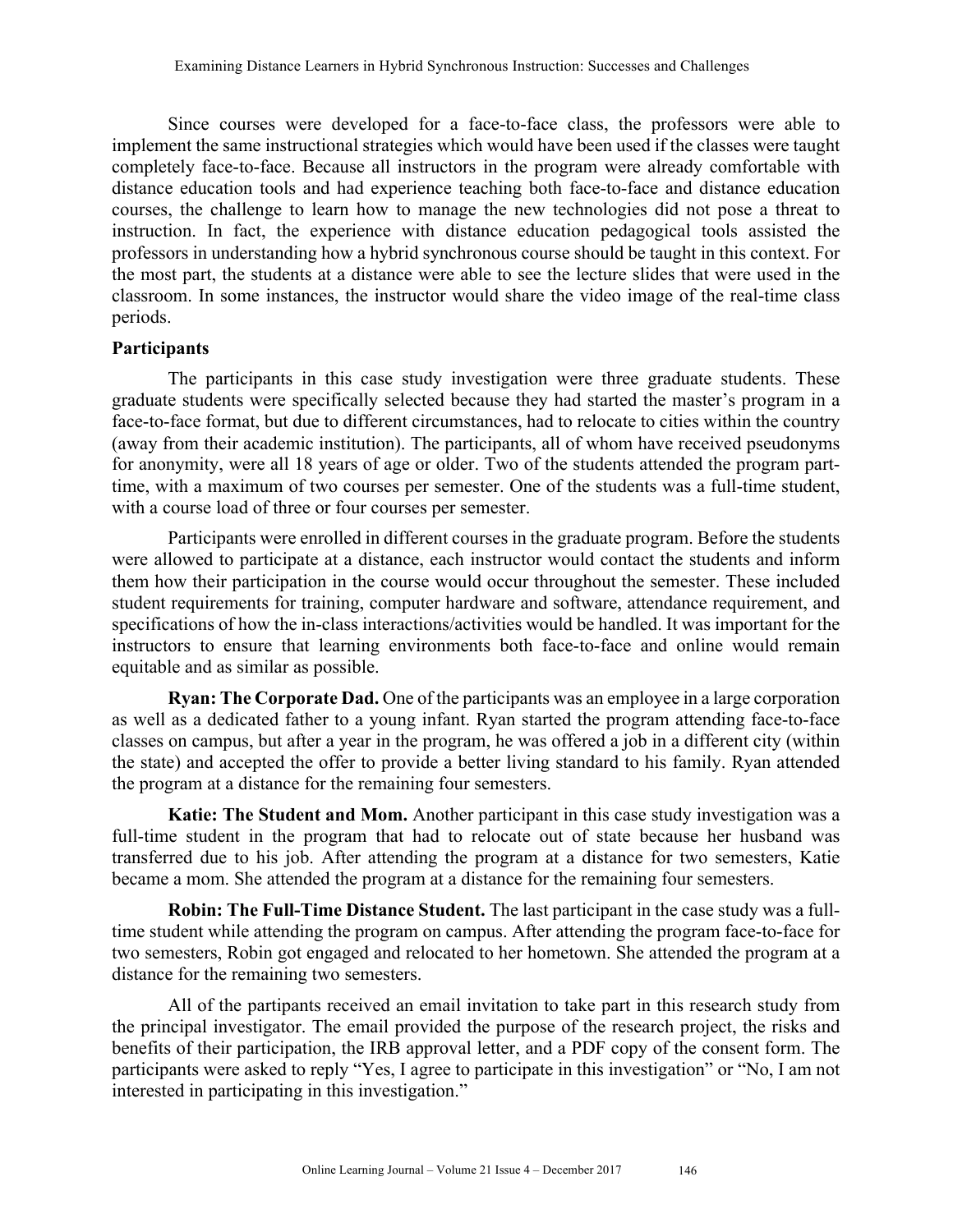Since courses were developed for a face-to-face class, the professors were able to implement the same instructional strategies which would have been used if the classes were taught completely face-to-face. Because all instructors in the program were already comfortable with distance education tools and had experience teaching both face-to-face and distance education courses, the challenge to learn how to manage the new technologies did not pose a threat to instruction. In fact, the experience with distance education pedagogical tools assisted the professors in understanding how a hybrid synchronous course should be taught in this context. For the most part, the students at a distance were able to see the lecture slides that were used in the classroom. In some instances, the instructor would share the video image of the real-time class periods.

### Participants

The participants in this case study investigation were three graduate students. These graduate students were specifically selected because they had started the master's program in a face-to-face format, but due to different circumstances, had to relocate to cities within the country (away from their academic institution). The participants, all of whom have received pseudonyms for anonymity, were all 18 years of age or older. Two of the students attended the program part-time, with a maximum of two courses per semester. One of the students was a full-time student, with a course load of three or four courses per semester.

Participants were enrolled in different courses in the graduate program. Before the students were allowed to participate at a distance, each instructor would contact the students and inform them how their participation in the course would occur throughout the semester. These included student requirements for training, computer hardware and software, attendance requirement, and specifications of how the in-class interactions/activities would be handled. It was important for the instructors to ensure that learning environments both face-to-face and online would remain equitable and as similar as possible.

**Ryan: The Corporate Dad.** One of the participants was an employee in a large corporation as well as a dedicated father to a young infant. Ryan started the program attending face-to-face classes on campus, but after a year in the program, he was offered a job in a different city (within the state) and accepted the offer to provide a better living standard to his family. Ryan attended the program at a distance for the remaining four semesters.

**Katie: The Student and Mom.** Another participant in this case study investigation was a full-time student in the program that had to relocate out of state because her husband was transferred due to his job. After attending the program at a distance for two semesters, Katie became a mom. She attended the program at a distance for the remaining four semesters.

**Robin: The Full-Time Distance Student.** The last participant in the case study was a full-time student while attending the program on campus. After attending the program face-to-face for two semesters, Robin got engaged and relocated to her hometown. She attended the program at a distance for the remaining two semesters.

All of the partipants received an email invitation to take part in this research study from the principal investigator. The email provided the purpose of the research project, the risks and benefits of their participation, the IRB approval letter, and a PDF copy of the consent form. The participants were asked to reply "Yes, I agree to participate in this investigation" or "No, I am not interested in participating in this investigation."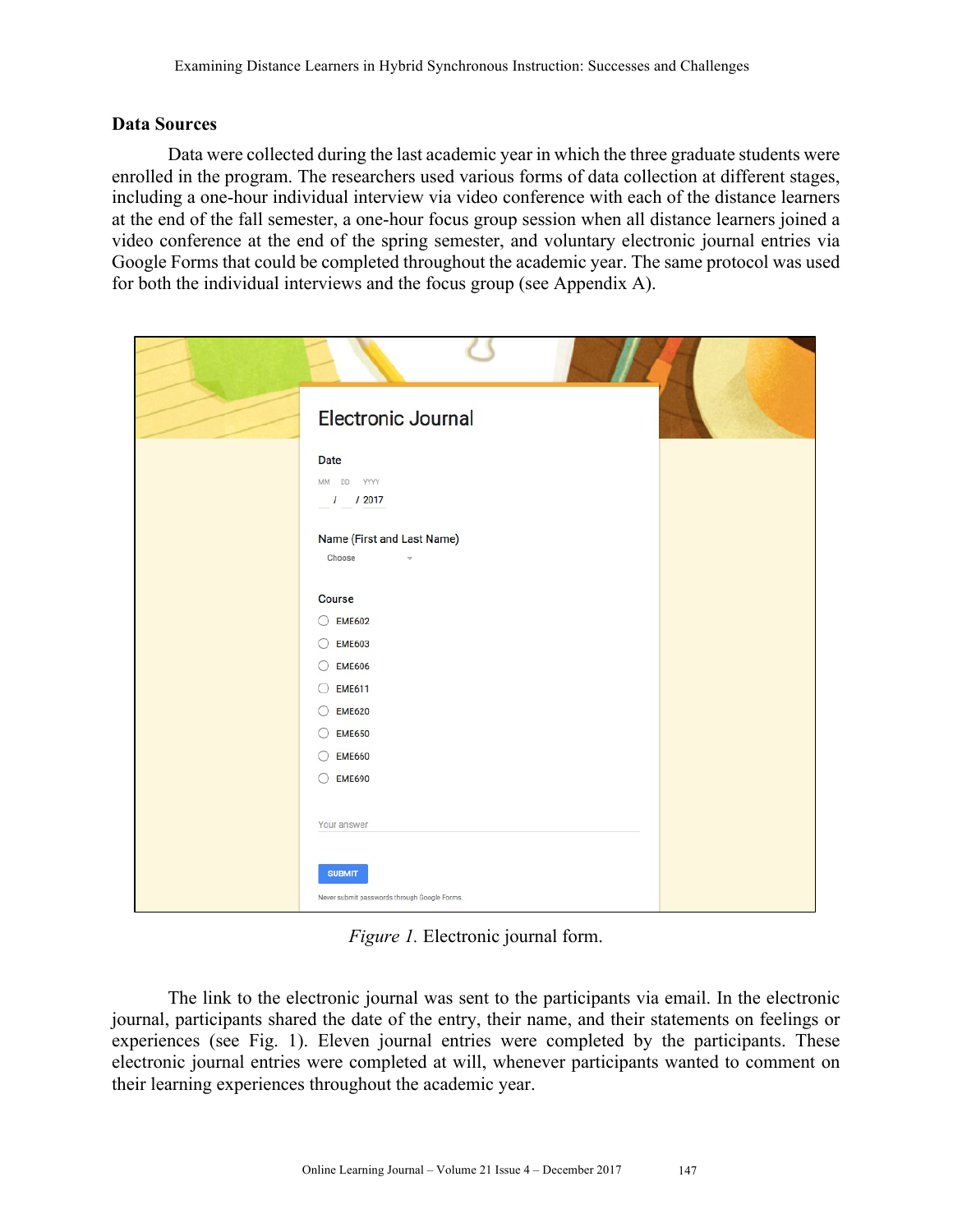## Data Sources

Data were collected during the last academic year in which the three graduate students were enrolled in the program. The researchers used various forms of data collection at different stages, including a one-hour individual interview via video conference with each of the distance learners at the end of the fall semester, a one-hour focus group session when all distance learners joined a video conference at the end of the spring semester, and voluntary electronic journal entries via Google Forms that could be completed throughout the academic year. The same protocol was used for both the individual interviews and the focus group (see Appendix A).

*Figure 1.* Electronic journal form.

The link to the electronic journal was sent to the participants via email. In the electronic journal, participants shared the date of the entry, their name, and their statements on feelings or experiences (see Fig. 1). Eleven journal entries were completed by the participants. These electronic journal entries were completed at will, whenever participants wanted to comment on their learning experiences throughout the academic year.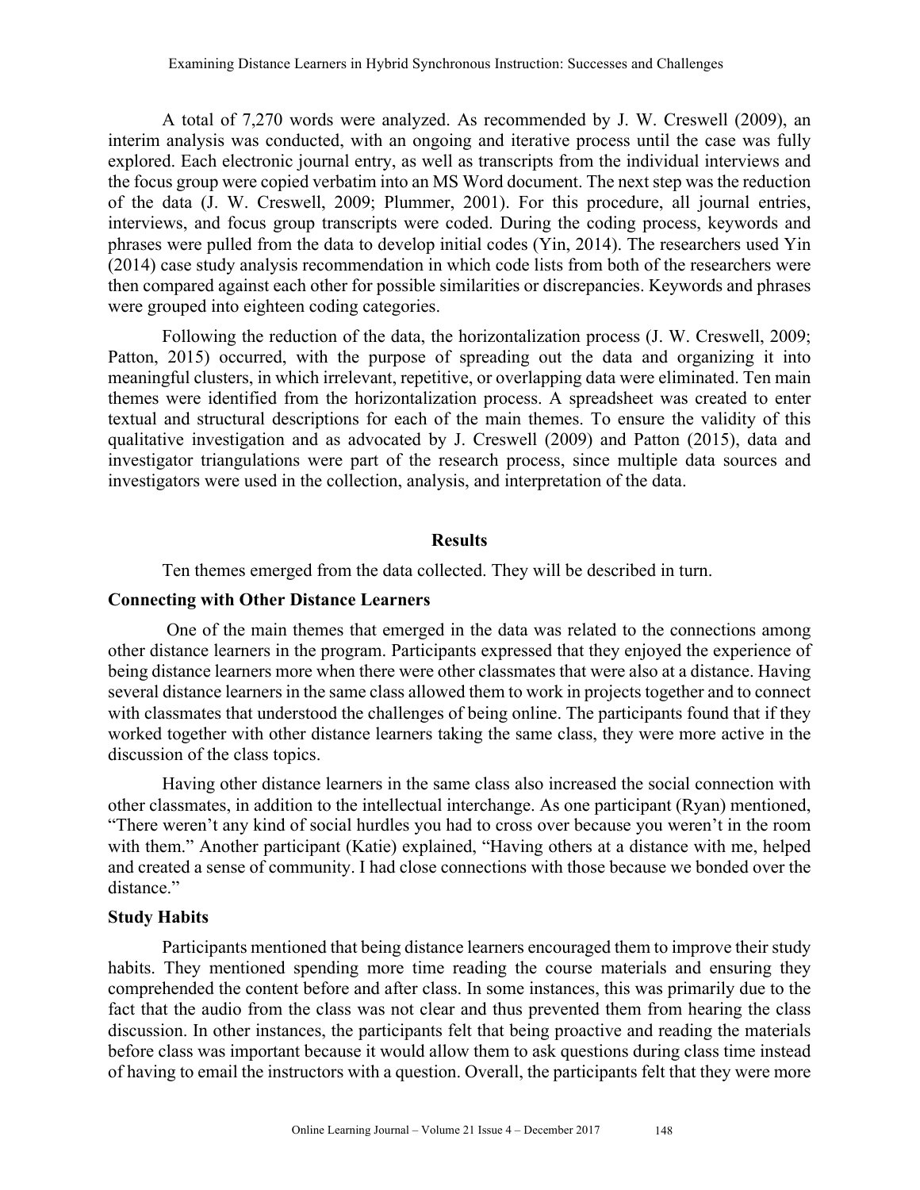A total of 7,270 words were analyzed. As recommended by J. W. Creswell (2009), an interim analysis was conducted, with an ongoing and iterative process until the case was fully explored. Each electronic journal entry, as well as transcripts from the individual interviews and the focus group were copied verbatim into an MS Word document. The next step was the reduction of the data (J. W. Creswell, 2009; Plummer, 2001). For this procedure, all journal entries, interviews, and focus group transcripts were coded. During the coding process, keywords and phrases were pulled from the data to develop initial codes (Yin, 2014). The researchers used Yin (2014) case study analysis recommendation in which code lists from both of the researchers were then compared against each other for possible similarities or discrepancies. Keywords and phrases were grouped into eighteen coding categories.

Following the reduction of the data, the horizontalization process (J. W. Creswell, 2009; Patton, 2015) occurred, with the purpose of spreading out the data and organizing it into meaningful clusters, in which irrelevant, repetitive, or overlapping data were eliminated. Ten main themes were identified from the horizontalization process. A spreadsheet was created to enter textual and structural descriptions for each of the main themes. To ensure the validity of this qualitative investigation and as advocated by J. Creswell (2009) and Patton (2015), data and investigator triangulations were part of the research process, since multiple data sources and investigators were used in the collection, analysis, and interpretation of the data.

## Results

Ten themes emerged from the data collected. They will be described in turn.

### Connecting with Other Distance Learners

One of the main themes that emerged in the data was related to the connections among other distance learners in the program. Participants expressed that they enjoyed the experience of being distance learners more when there were other classmates that were also at a distance. Having several distance learners in the same class allowed them to work in projects together and to connect with classmates that understood the challenges of being online. The participants found that if they worked together with other distance learners taking the same class, they were more active in the discussion of the class topics.

Having other distance learners in the same class also increased the social connection with other classmates, in addition to the intellectual interchange. As one participant (Ryan) mentioned, "There weren't any kind of social hurdles you had to cross over because you weren't in the room with them." Another participant (Katie) explained, "Having others at a distance with me, helped and created a sense of community. I had close connections with those because we bonded over the distance."

### Study Habits

Participants mentioned that being distance learners encouraged them to improve their study habits. They mentioned spending more time reading the course materials and ensuring they comprehended the content before and after class. In some instances, this was primarily due to the fact that the audio from the class was not clear and thus prevented them from hearing the class discussion. In other instances, the participants felt that being proactive and reading the materials before class was important because it would allow them to ask questions during class time instead of having to email the instructors with a question. Overall, the participants felt that they were more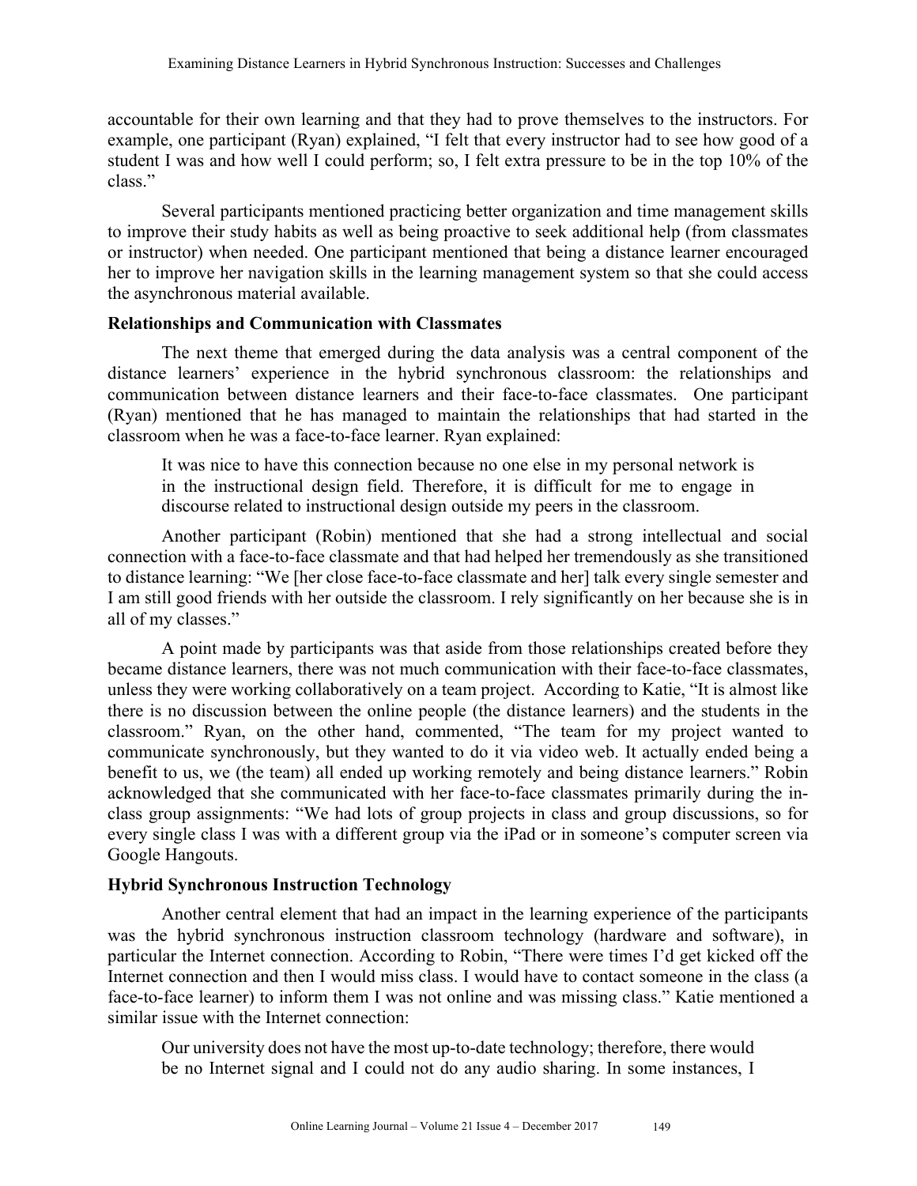accountable for their own learning and that they had to prove themselves to the instructors. For example, one participant (Ryan) explained, "I felt that every instructor had to see how good of a student I was and how well I could perform; so, I felt extra pressure to be in the top 10% of the class."

Several participants mentioned practicing better organization and time management skills to improve their study habits as well as being proactive to seek additional help (from classmates or instructor) when needed. One participant mentioned that being a distance learner encouraged her to improve her navigation skills in the learning management system so that she could access the asynchronous material available.

### Relationships and Communication with Classmates

The next theme that emerged during the data analysis was a central component of the distance learners' experience in the hybrid synchronous classroom: the relationships and communication between distance learners and their face-to-face classmates. One participant (Ryan) mentioned that he has managed to maintain the relationships that had started in the classroom when he was a face-to-face learner. Ryan explained:

> It was nice to have this connection because no one else in my personal network is in the instructional design field. Therefore, it is difficult for me to engage in discourse related to instructional design outside my peers in the classroom.

Another participant (Robin) mentioned that she had a strong intellectual and social connection with a face-to-face classmate and that had helped her tremendously as she transitioned to distance learning: "We [her close face-to-face classmate and her] talk every single semester and I am still good friends with her outside the classroom. I rely significantly on her because she is in all of my classes."

A point made by participants was that aside from those relationships created before they became distance learners, there was not much communication with their face-to-face classmates, unless they were working collaboratively on a team project. According to Katie, "It is almost like there is no discussion between the online people (the distance learners) and the students in the classroom." Ryan, on the other hand, commented, "The team for my project wanted to communicate synchronously, but they wanted to do it via video web. It actually ended being a benefit to us, we (the team) all ended up working remotely and being distance learners." Robin acknowledged that she communicated with her face-to-face classmates primarily during the in-class group assignments: "We had lots of group projects in class and group discussions, so for every single class I was with a different group via the iPad or in someone's computer screen via Google Hangouts.

### Hybrid Synchronous Instruction Technology

Another central element that had an impact in the learning experience of the participants was the hybrid synchronous instruction classroom technology (hardware and software), in particular the Internet connection. According to Robin, "There were times I'd get kicked off the Internet connection and then I would miss class. I would have to contact someone in the class (a face-to-face learner) to inform them I was not online and was missing class." Katie mentioned a similar issue with the Internet connection:

> Our university does not have the most up-to-date technology; therefore, there would be no Internet signal and I could not do any audio sharing. In some instances, I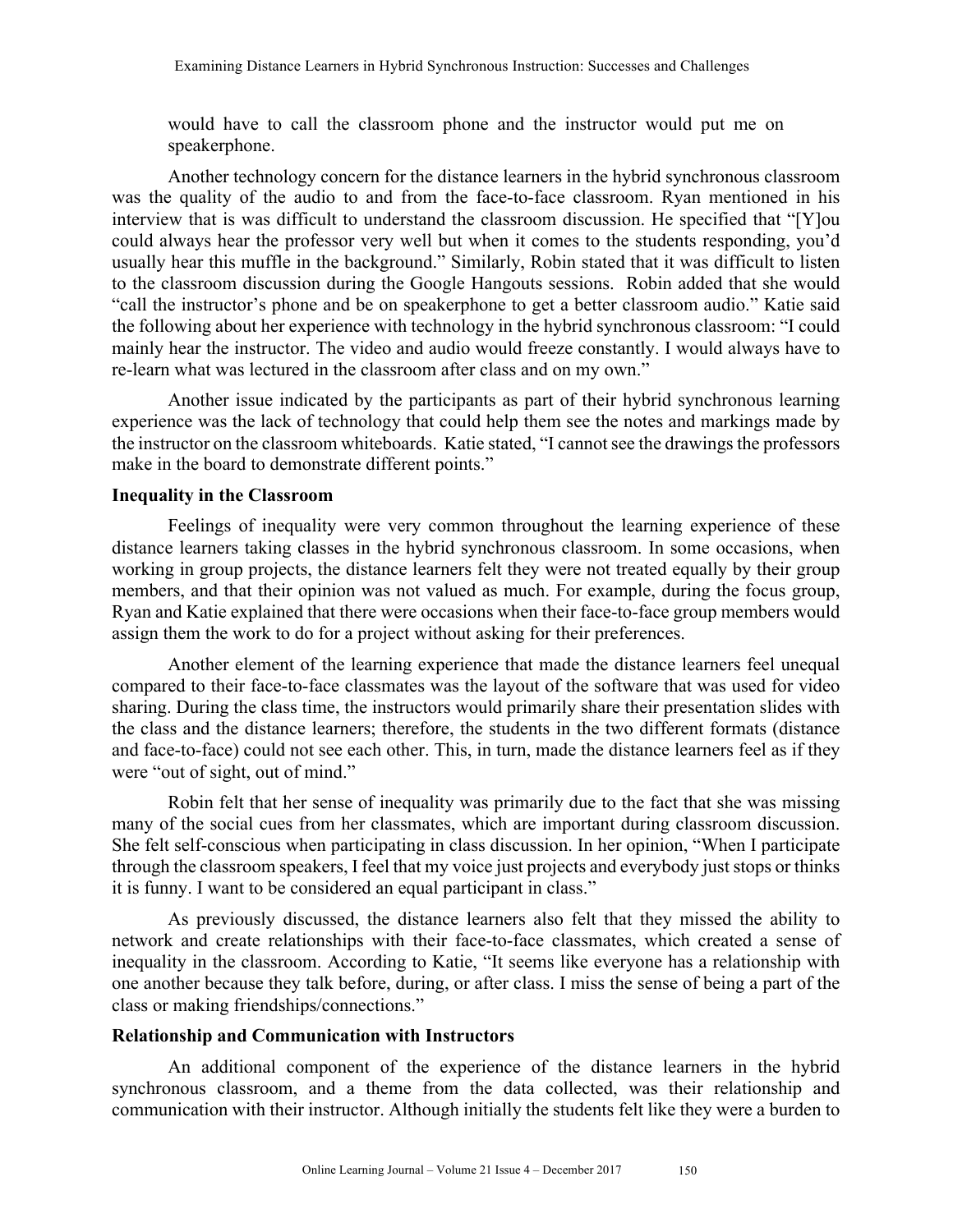would have to call the classroom phone and the instructor would put me on speakerphone.

Another technology concern for the distance learners in the hybrid synchronous classroom was the quality of the audio to and from the face-to-face classroom. Ryan mentioned in his interview that is was difficult to understand the classroom discussion. He specified that "[Y]ou could always hear the professor very well but when it comes to the students responding, you'd usually hear this muffle in the background." Similarly, Robin stated that it was difficult to listen to the classroom discussion during the Google Hangouts sessions. Robin added that she would "call the instructor's phone and be on speakerphone to get a better classroom audio." Katie said the following about her experience with technology in the hybrid synchronous classroom: "I could mainly hear the instructor. The video and audio would freeze constantly. I would always have to re-learn what was lectured in the classroom after class and on my own."

Another issue indicated by the participants as part of their hybrid synchronous learning experience was the lack of technology that could help them see the notes and markings made by the instructor on the classroom whiteboards. Katie stated, "I cannot see the drawings the professors make in the board to demonstrate different points."

**Inequality in the Classroom**

Feelings of inequality were very common throughout the learning experience of these distance learners taking classes in the hybrid synchronous classroom. In some occasions, when working in group projects, the distance learners felt they were not treated equally by their group members, and that their opinion was not valued as much. For example, during the focus group, Ryan and Katie explained that there were occasions when their face-to-face group members would assign them the work to do for a project without asking for their preferences.

Another element of the learning experience that made the distance learners feel unequal compared to their face-to-face classmates was the layout of the software that was used for video sharing. During the class time, the instructors would primarily share their presentation slides with the class and the distance learners; therefore, the students in the two different formats (distance and face-to-face) could not see each other. This, in turn, made the distance learners feel as if they were "out of sight, out of mind."

Robin felt that her sense of inequality was primarily due to the fact that she was missing many of the social cues from her classmates, which are important during classroom discussion. She felt self-conscious when participating in class discussion. In her opinion, "When I participate through the classroom speakers, I feel that my voice just projects and everybody just stops or thinks it is funny. I want to be considered an equal participant in class."

As previously discussed, the distance learners also felt that they missed the ability to network and create relationships with their face-to-face classmates, which created a sense of inequality in the classroom. According to Katie, "It seems like everyone has a relationship with one another because they talk before, during, or after class. I miss the sense of being a part of the class or making friendships/connections."

**Relationship and Communication with Instructors**

An additional component of the experience of the distance learners in the hybrid synchronous classroom, and a theme from the data collected, was their relationship and communication with their instructor. Although initially the students felt like they were a burden to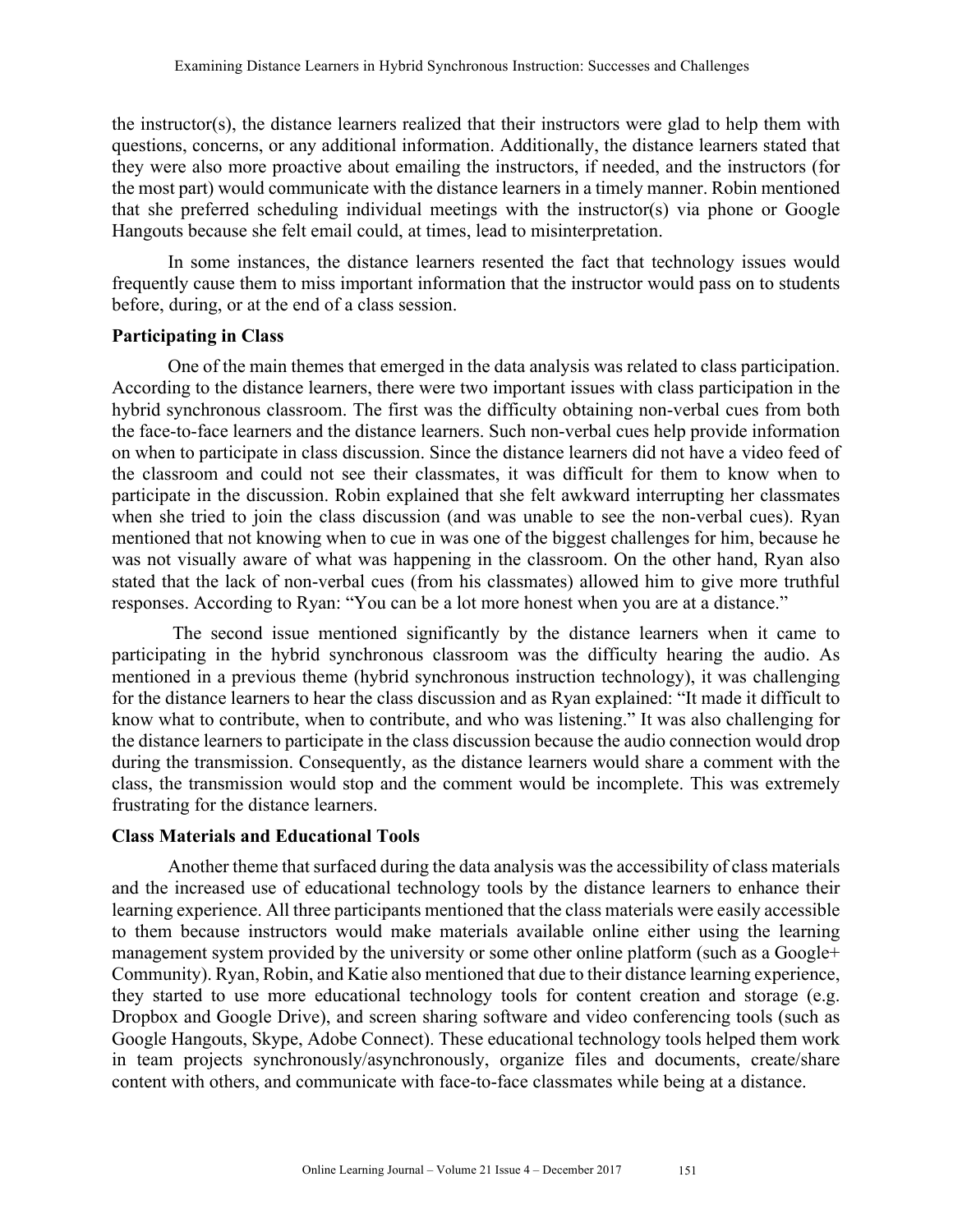the instructor(s), the distance learners realized that their instructors were glad to help them with questions, concerns, or any additional information. Additionally, the distance learners stated that they were also more proactive about emailing the instructors, if needed, and the instructors (for the most part) would communicate with the distance learners in a timely manner. Robin mentioned that she preferred scheduling individual meetings with the instructor(s) via phone or Google Hangouts because she felt email could, at times, lead to misinterpretation.

In some instances, the distance learners resented the fact that technology issues would frequently cause them to miss important information that the instructor would pass on to students before, during, or at the end of a class session.

### Participating in Class

One of the main themes that emerged in the data analysis was related to class participation. According to the distance learners, there were two important issues with class participation in the hybrid synchronous classroom. The first was the difficulty obtaining non-verbal cues from both the face-to-face learners and the distance learners. Such non-verbal cues help provide information on when to participate in class discussion. Since the distance learners did not have a video feed of the classroom and could not see their classmates, it was difficult for them to know when to participate in the discussion. Robin explained that she felt awkward interrupting her classmates when she tried to join the class discussion (and was unable to see the non-verbal cues). Ryan mentioned that not knowing when to cue in was one of the biggest challenges for him, because he was not visually aware of what was happening in the classroom. On the other hand, Ryan also stated that the lack of non-verbal cues (from his classmates) allowed him to give more truthful responses. According to Ryan: "You can be a lot more honest when you are at a distance."

The second issue mentioned significantly by the distance learners when it came to participating in the hybrid synchronous classroom was the difficulty hearing the audio. As mentioned in a previous theme (hybrid synchronous instruction technology), it was challenging for the distance learners to hear the class discussion and as Ryan explained: "It made it difficult to know what to contribute, when to contribute, and who was listening." It was also challenging for the distance learners to participate in the class discussion because the audio connection would drop during the transmission. Consequently, as the distance learners would share a comment with the class, the transmission would stop and the comment would be incomplete. This was extremely frustrating for the distance learners.

### Class Materials and Educational Tools

Another theme that surfaced during the data analysis was the accessibility of class materials and the increased use of educational technology tools by the distance learners to enhance their learning experience. All three participants mentioned that the class materials were easily accessible to them because instructors would make materials available online either using the learning management system provided by the university or some other online platform (such as a Google+ Community). Ryan, Robin, and Katie also mentioned that due to their distance learning experience, they started to use more educational technology tools for content creation and storage (e.g. Dropbox and Google Drive), and screen sharing software and video conferencing tools (such as Google Hangouts, Skype, Adobe Connect). These educational technology tools helped them work in team projects synchronously/asynchronously, organize files and documents, create/share content with others, and communicate with face-to-face classmates while being at a distance.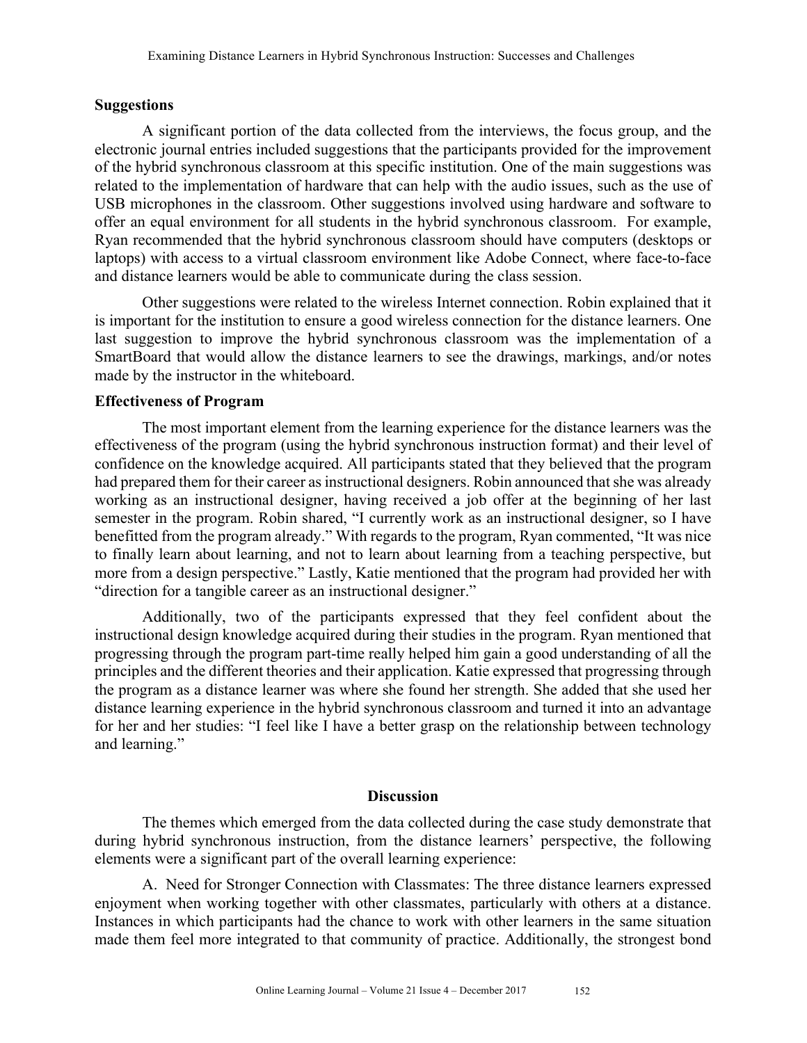### Suggestions

A significant portion of the data collected from the interviews, the focus group, and the electronic journal entries included suggestions that the participants provided for the improvement of the hybrid synchronous classroom at this specific institution. One of the main suggestions was related to the implementation of hardware that can help with the audio issues, such as the use of USB microphones in the classroom. Other suggestions involved using hardware and software to offer an equal environment for all students in the hybrid synchronous classroom. For example, Ryan recommended that the hybrid synchronous classroom should have computers (desktops or laptops) with access to a virtual classroom environment like Adobe Connect, where face-to-face and distance learners would be able to communicate during the class session.

Other suggestions were related to the wireless Internet connection. Robin explained that it is important for the institution to ensure a good wireless connection for the distance learners. One last suggestion to improve the hybrid synchronous classroom was the implementation of a SmartBoard that would allow the distance learners to see the drawings, markings, and/or notes made by the instructor in the whiteboard.

### Effectiveness of Program

The most important element from the learning experience for the distance learners was the effectiveness of the program (using the hybrid synchronous instruction format) and their level of confidence on the knowledge acquired. All participants stated that they believed that the program had prepared them for their career as instructional designers. Robin announced that she was already working as an instructional designer, having received a job offer at the beginning of her last semester in the program. Robin shared, "I currently work as an instructional designer, so I have benefitted from the program already." With regards to the program, Ryan commented, "It was nice to finally learn about learning, and not to learn about learning from a teaching perspective, but more from a design perspective." Lastly, Katie mentioned that the program had provided her with "direction for a tangible career as an instructional designer."

Additionally, two of the participants expressed that they feel confident about the instructional design knowledge acquired during their studies in the program. Ryan mentioned that progressing through the program part-time really helped him gain a good understanding of all the principles and the different theories and their application. Katie expressed that progressing through the program as a distance learner was where she found her strength. She added that she used her distance learning experience in the hybrid synchronous classroom and turned it into an advantage for her and her studies: "I feel like I have a better grasp on the relationship between technology and learning."

## Discussion

The themes which emerged from the data collected during the case study demonstrate that during hybrid synchronous instruction, from the distance learners' perspective, the following elements were a significant part of the overall learning experience:

A. Need for Stronger Connection with Classmates: The three distance learners expressed enjoyment when working together with other classmates, particularly with others at a distance. Instances in which participants had the chance to work with other learners in the same situation made them feel more integrated to that community of practice. Additionally, the strongest bond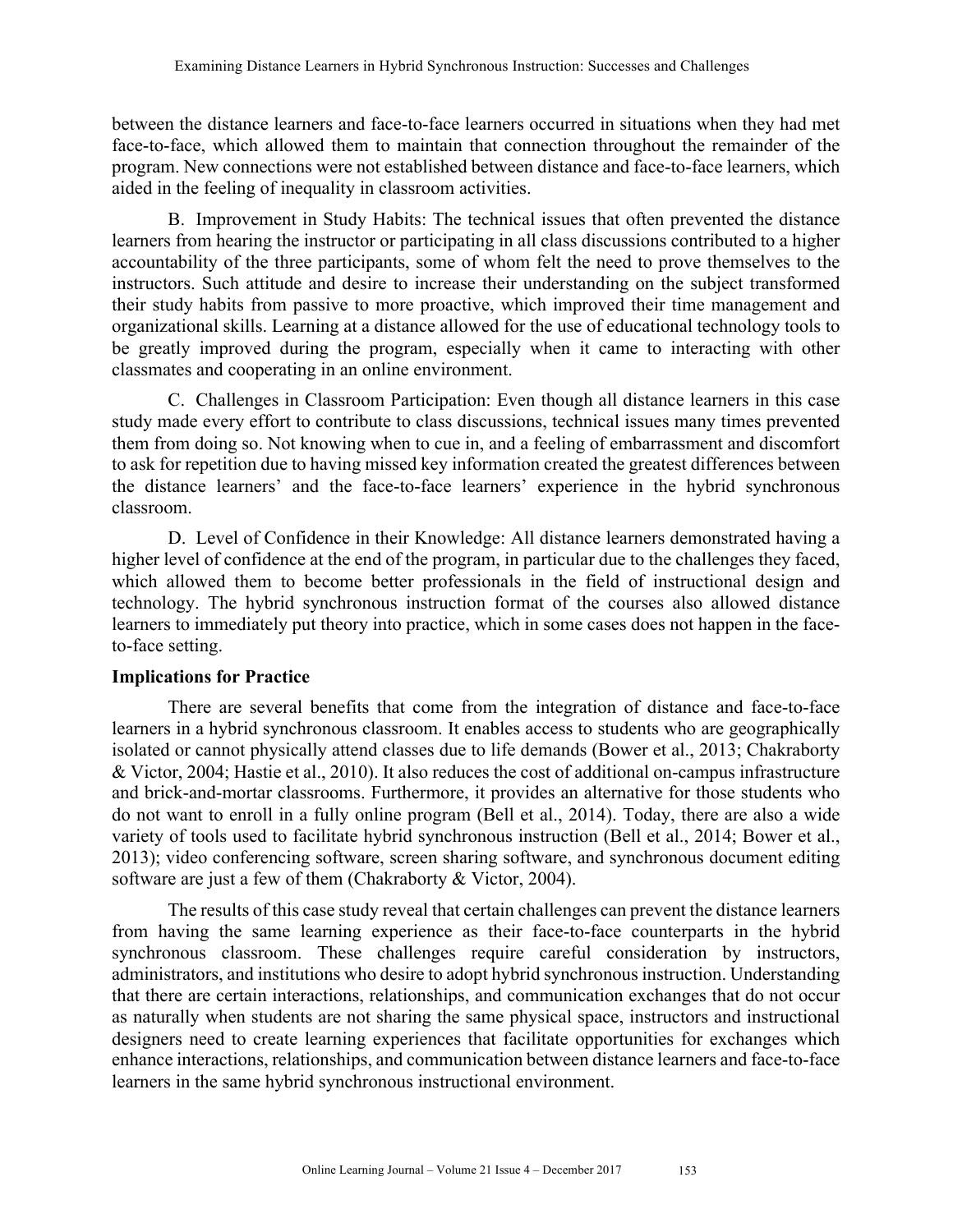between the distance learners and face-to-face learners occurred in situations when they had met face-to-face, which allowed them to maintain that connection throughout the remainder of the program. New connections were not established between distance and face-to-face learners, which aided in the feeling of inequality in classroom activities.

B. Improvement in Study Habits: The technical issues that often prevented the distance learners from hearing the instructor or participating in all class discussions contributed to a higher accountability of the three participants, some of whom felt the need to prove themselves to the instructors. Such attitude and desire to increase their understanding on the subject transformed their study habits from passive to more proactive, which improved their time management and organizational skills. Learning at a distance allowed for the use of educational technology tools to be greatly improved during the program, especially when it came to interacting with other classmates and cooperating in an online environment.

C. Challenges in Classroom Participation: Even though all distance learners in this case study made every effort to contribute to class discussions, technical issues many times prevented them from doing so. Not knowing when to cue in, and a feeling of embarrassment and discomfort to ask for repetition due to having missed key information created the greatest differences between the distance learners' and the face-to-face learners' experience in the hybrid synchronous classroom.

D. Level of Confidence in their Knowledge: All distance learners demonstrated having a higher level of confidence at the end of the program, in particular due to the challenges they faced, which allowed them to become better professionals in the field of instructional design and technology. The hybrid synchronous instruction format of the courses also allowed distance learners to immediately put theory into practice, which in some cases does not happen in the face-to-face setting.

**Implications for Practice**

There are several benefits that come from the integration of distance and face-to-face learners in a hybrid synchronous classroom. It enables access to students who are geographically isolated or cannot physically attend classes due to life demands (Bower et al., 2013; Chakraborty & Victor, 2004; Hastie et al., 2010). It also reduces the cost of additional on-campus infrastructure and brick-and-mortar classrooms. Furthermore, it provides an alternative for those students who do not want to enroll in a fully online program (Bell et al., 2014). Today, there are also a wide variety of tools used to facilitate hybrid synchronous instruction (Bell et al., 2014; Bower et al., 2013); video conferencing software, screen sharing software, and synchronous document editing software are just a few of them (Chakraborty & Victor, 2004).

The results of this case study reveal that certain challenges can prevent the distance learners from having the same learning experience as their face-to-face counterparts in the hybrid synchronous classroom. These challenges require careful consideration by instructors, administrators, and institutions who desire to adopt hybrid synchronous instruction. Understanding that there are certain interactions, relationships, and communication exchanges that do not occur as naturally when students are not sharing the same physical space, instructors and instructional designers need to create learning experiences that facilitate opportunities for exchanges which enhance interactions, relationships, and communication between distance learners and face-to-face learners in the same hybrid synchronous instructional environment.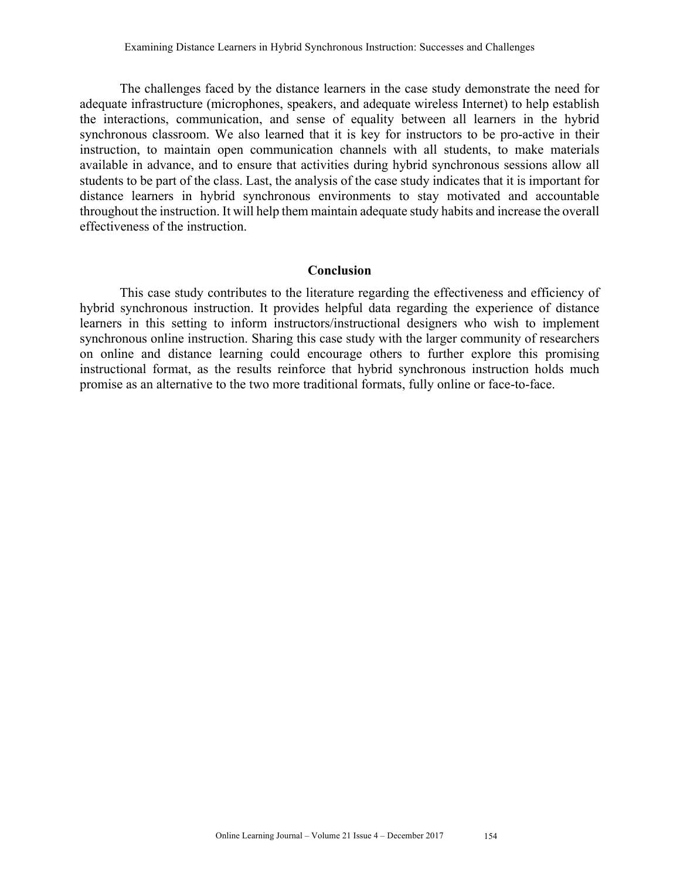The challenges faced by the distance learners in the case study demonstrate the need for adequate infrastructure (microphones, speakers, and adequate wireless Internet) to help establish the interactions, communication, and sense of equality between all learners in the hybrid synchronous classroom. We also learned that it is key for instructors to be pro-active in their instruction, to maintain open communication channels with all students, to make materials available in advance, and to ensure that activities during hybrid synchronous sessions allow all students to be part of the class. Last, the analysis of the case study indicates that it is important for distance learners in hybrid synchronous environments to stay motivated and accountable throughout the instruction. It will help them maintain adequate study habits and increase the overall effectiveness of the instruction.

## Conclusion

This case study contributes to the literature regarding the effectiveness and efficiency of hybrid synchronous instruction. It provides helpful data regarding the experience of distance learners in this setting to inform instructors/instructional designers who wish to implement synchronous online instruction. Sharing this case study with the larger community of researchers on online and distance learning could encourage others to further explore this promising instructional format, as the results reinforce that hybrid synchronous instruction holds much promise as an alternative to the two more traditional formats, fully online or face-to-face.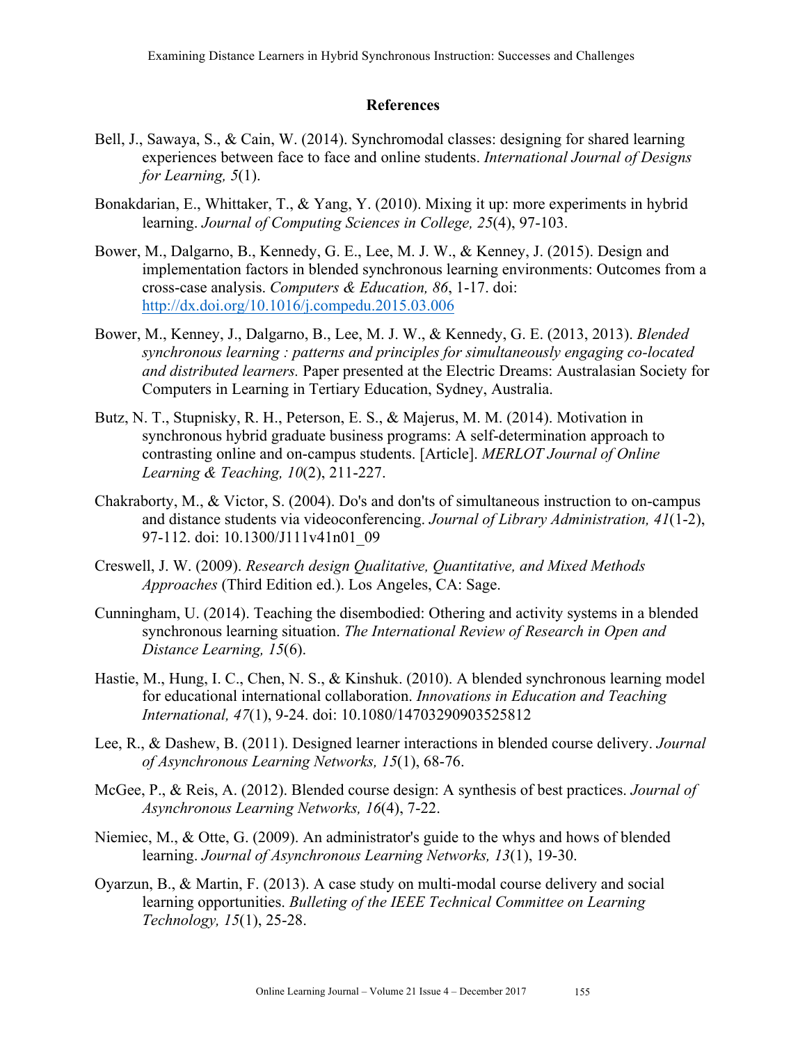## References

Bell, J., Sawaya, S., & Cain, W. (2014). Synchromodal classes: designing for shared learning experiences between face to face and online students. *International Journal of Designs for Learning, 5*(1).

Bonakdarian, E., Whittaker, T., & Yang, Y. (2010). Mixing it up: more experiments in hybrid learning. *Journal of Computing Sciences in College, 25*(4), 97-103.

Bower, M., Dalgarno, B., Kennedy, G. E., Lee, M. J. W., & Kenney, J. (2015). Design and implementation factors in blended synchronous learning environments: Outcomes from a cross-case analysis. *Computers & Education, 86*, 1-17. doi: http://dx.doi.org/10.1016/j.compedu.2015.03.006

Bower, M., Kenney, J., Dalgarno, B., Lee, M. J. W., & Kennedy, G. E. (2013, 2013). *Blended synchronous learning : patterns and principles for simultaneously engaging co-located and distributed learners.* Paper presented at the Electric Dreams: Australasian Society for Computers in Learning in Tertiary Education, Sydney, Australia.

Butz, N. T., Stupnisky, R. H., Peterson, E. S., & Majerus, M. M. (2014). Motivation in synchronous hybrid graduate business programs: A self-determination approach to contrasting online and on-campus students. [Article]. *MERLOT Journal of Online Learning & Teaching, 10*(2), 211-227.

Chakraborty, M., & Victor, S. (2004). Do's and don'ts of simultaneous instruction to on-campus and distance students via videoconferencing. *Journal of Library Administration, 41*(1-2), 97-112. doi: 10.1300/J111v41n01_09

Creswell, J. W. (2009). *Research design Qualitative, Quantitative, and Mixed Methods Approaches* (Third Edition ed.). Los Angeles, CA: Sage.

Cunningham, U. (2014). Teaching the disembodied: Othering and activity systems in a blended synchronous learning situation. *The International Review of Research in Open and Distance Learning, 15*(6).

Hastie, M., Hung, I. C., Chen, N. S., & Kinshuk. (2010). A blended synchronous learning model for educational international collaboration. *Innovations in Education and Teaching International, 47*(1), 9-24. doi: 10.1080/14703290903525812

Lee, R., & Dashew, B. (2011). Designed learner interactions in blended course delivery. *Journal of Asynchronous Learning Networks, 15*(1), 68-76.

McGee, P., & Reis, A. (2012). Blended course design: A synthesis of best practices. *Journal of Asynchronous Learning Networks, 16*(4), 7-22.

Niemiec, M., & Otte, G. (2009). An administrator's guide to the whys and hows of blended learning. *Journal of Asynchronous Learning Networks, 13*(1), 19-30.

Oyarzun, B., & Martin, F. (2013). A case study on multi-modal course delivery and social learning opportunities. *Bulleting of the IEEE Technical Committee on Learning Technology, 15*(1), 25-28.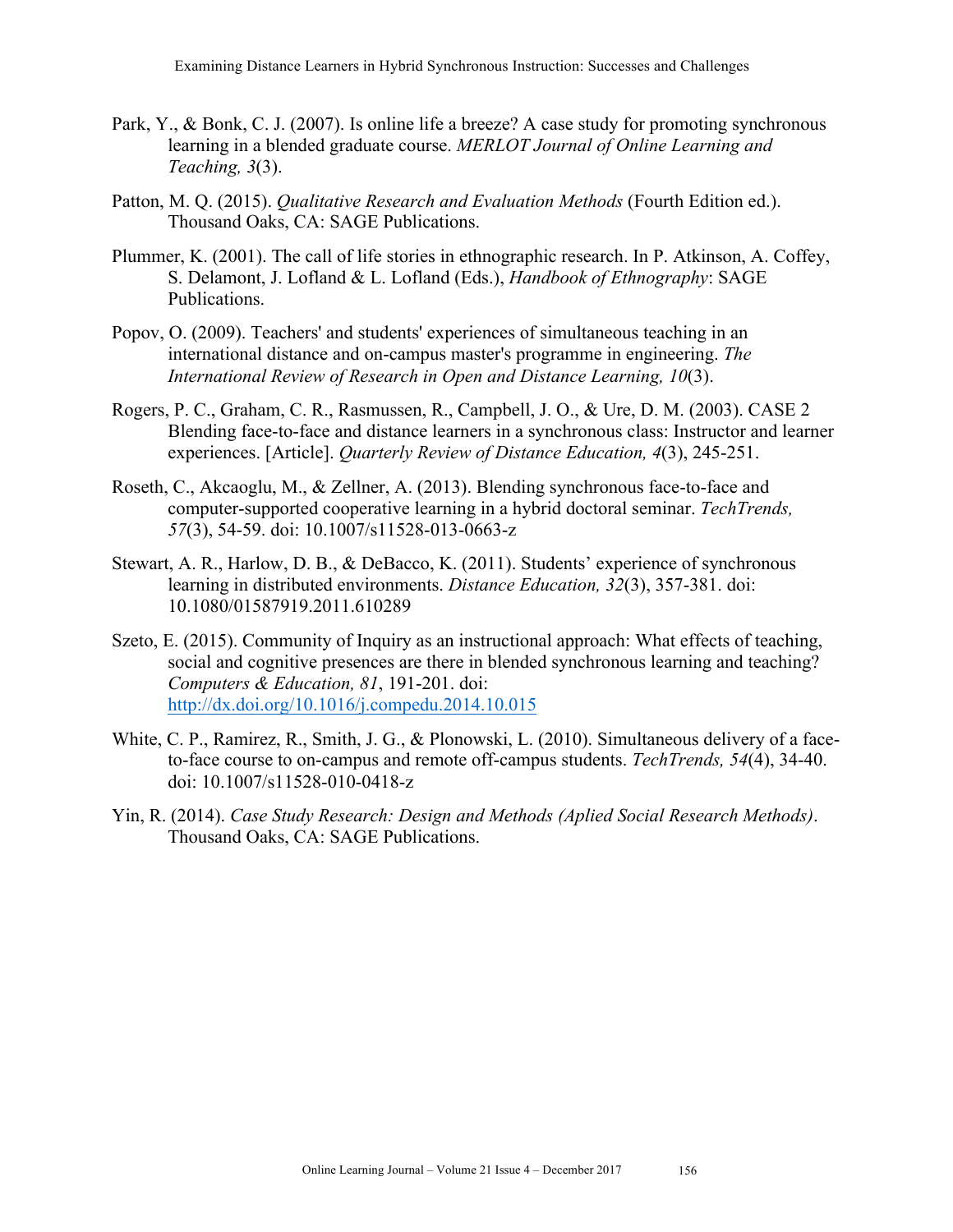Park, Y., & Bonk, C. J. (2007). Is online life a breeze? A case study for promoting synchronous learning in a blended graduate course. *MERLOT Journal of Online Learning and Teaching, 3*(3).

Patton, M. Q. (2015). *Qualitative Research and Evaluation Methods* (Fourth Edition ed.). Thousand Oaks, CA: SAGE Publications.

Plummer, K. (2001). The call of life stories in ethnographic research. In P. Atkinson, A. Coffey, S. Delamont, J. Lofland & L. Lofland (Eds.), *Handbook of Ethnography*: SAGE Publications.

Popov, O. (2009). Teachers' and students' experiences of simultaneous teaching in an international distance and on-campus master's programme in engineering. *The International Review of Research in Open and Distance Learning, 10*(3).

Rogers, P. C., Graham, C. R., Rasmussen, R., Campbell, J. O., & Ure, D. M. (2003). CASE 2 Blending face-to-face and distance learners in a synchronous class: Instructor and learner experiences. [Article]. *Quarterly Review of Distance Education, 4*(3), 245-251.

Roseth, C., Akcaoglu, M., & Zellner, A. (2013). Blending synchronous face-to-face and computer-supported cooperative learning in a hybrid doctoral seminar. *TechTrends, 57*(3), 54-59. doi: 10.1007/s11528-013-0663-z

Stewart, A. R., Harlow, D. B., & DeBacco, K. (2011). Students' experience of synchronous learning in distributed environments. *Distance Education, 32*(3), 357-381. doi: 10.1080/01587919.2011.610289

Szeto, E. (2015). Community of Inquiry as an instructional approach: What effects of teaching, social and cognitive presences are there in blended synchronous learning and teaching? *Computers & Education, 81*, 191-201. doi: http://dx.doi.org/10.1016/j.compedu.2014.10.015

White, C. P., Ramirez, R., Smith, J. G., & Plonowski, L. (2010). Simultaneous delivery of a face-to-face course to on-campus and remote off-campus students. *TechTrends, 54*(4), 34-40. doi: 10.1007/s11528-010-0418-z

Yin, R. (2014). *Case Study Research: Design and Methods (Aplied Social Research Methods)*. Thousand Oaks, CA: SAGE Publications.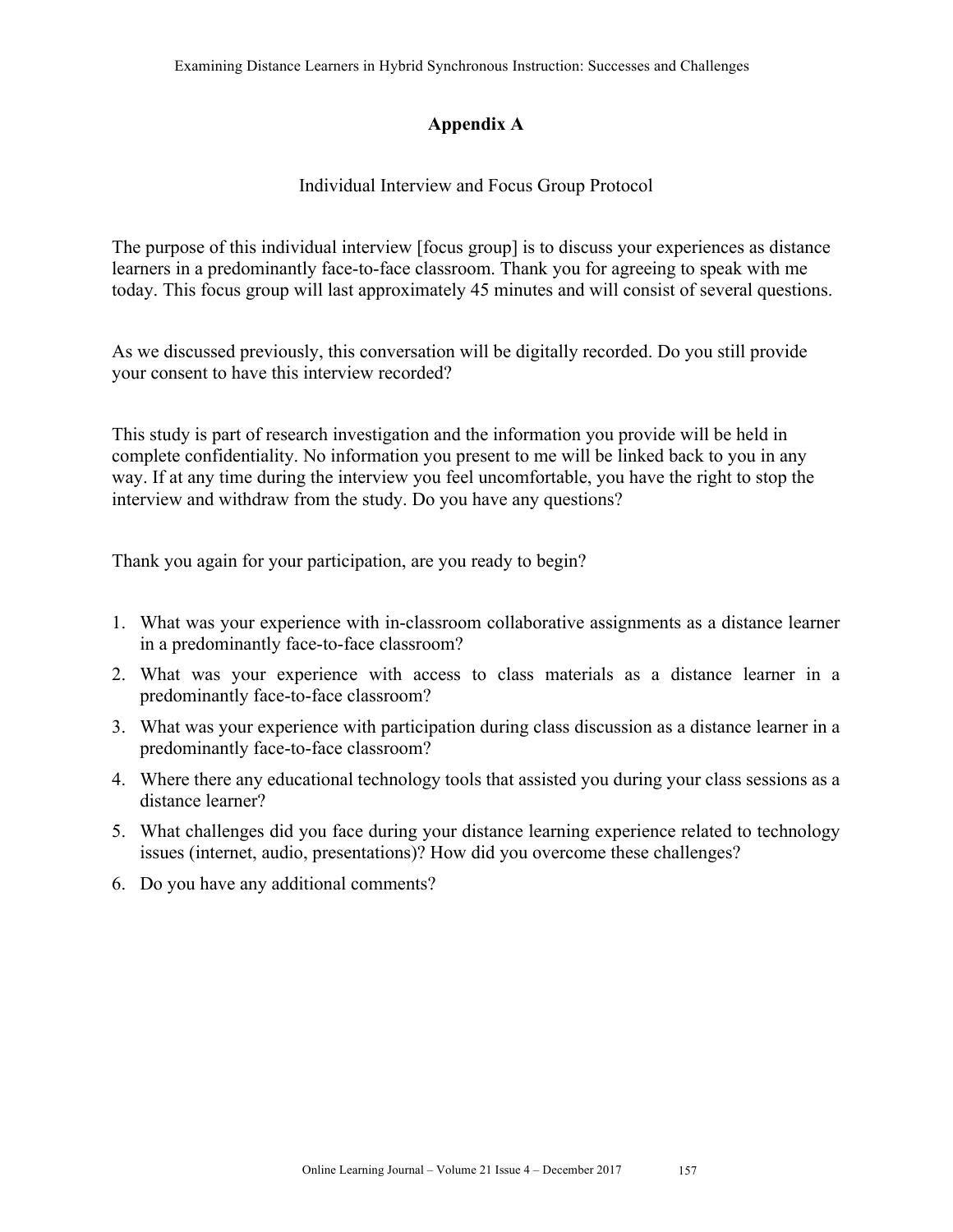## Appendix A

Individual Interview and Focus Group Protocol

The purpose of this individual interview [focus group] is to discuss your experiences as distance learners in a predominantly face-to-face classroom. Thank you for agreeing to speak with me today. This focus group will last approximately 45 minutes and will consist of several questions.

As we discussed previously, this conversation will be digitally recorded. Do you still provide your consent to have this interview recorded?

This study is part of research investigation and the information you provide will be held in complete confidentiality. No information you present to me will be linked back to you in any way. If at any time during the interview you feel uncomfortable, you have the right to stop the interview and withdraw from the study. Do you have any questions?

Thank you again for your participation, are you ready to begin?

1. What was your experience with in-classroom collaborative assignments as a distance learner in a predominantly face-to-face classroom?
2. What was your experience with access to class materials as a distance learner in a predominantly face-to-face classroom?
3. What was your experience with participation during class discussion as a distance learner in a predominantly face-to-face classroom?
4. Where there any educational technology tools that assisted you during your class sessions as a distance learner?
5. What challenges did you face during your distance learning experience related to technology issues (internet, audio, presentations)? How did you overcome these challenges?
6. Do you have any additional comments?